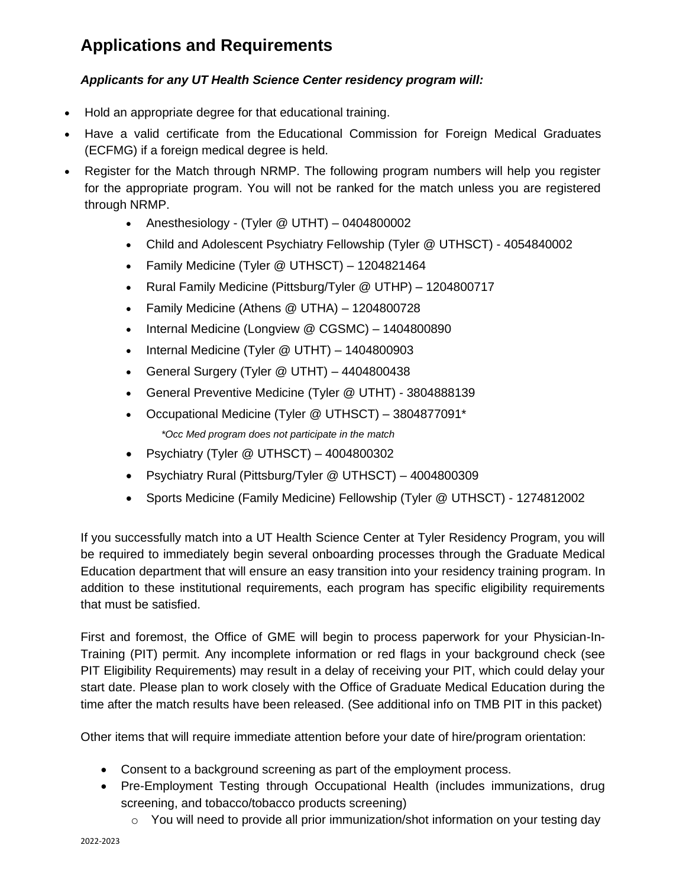## Applications and Requirements

***Applicants for any UT Health Science Center residency program will:***

- Hold an appropriate degree for that educational training.
- Have a valid certificate from the Educational Commission for Foreign Medical Graduates (ECFMG) if a foreign medical degree is held.
- Register for the Match through NRMP. The following program numbers will help you register for the appropriate program. You will not be ranked for the match unless you are registered through NRMP.
  - Anesthesiology - (Tyler @ UTHT) – 0404800002
  - Child and Adolescent Psychiatry Fellowship (Tyler @ UTHSCT) - 4054840002
  - Family Medicine (Tyler @ UTHSCT) – 1204821464
  - Rural Family Medicine (Pittsburg/Tyler @ UTHP) – 1204800717
  - Family Medicine (Athens @ UTHA) – 1204800728
  - Internal Medicine (Longview @ CGSMC) – 1404800890
  - Internal Medicine (Tyler @ UTHT) – 1404800903
  - General Surgery (Tyler @ UTHT) – 4404800438
  - General Preventive Medicine (Tyler @ UTHT) - 3804888139
  - Occupational Medicine (Tyler @ UTHSCT) – 3804877091*

    *\*Occ Med program does not participate in the match*
  - Psychiatry (Tyler @ UTHSCT) – 4004800302
  - Psychiatry Rural (Pittsburg/Tyler @ UTHSCT) – 4004800309
  - Sports Medicine (Family Medicine) Fellowship (Tyler @ UTHSCT) - 1274812002

If you successfully match into a UT Health Science Center at Tyler Residency Program, you will be required to immediately begin several onboarding processes through the Graduate Medical Education department that will ensure an easy transition into your residency training program. In addition to these institutional requirements, each program has specific eligibility requirements that must be satisfied.

First and foremost, the Office of GME will begin to process paperwork for your Physician-In-Training (PIT) permit. Any incomplete information or red flags in your background check (see PIT Eligibility Requirements) may result in a delay of receiving your PIT, which could delay your start date. Please plan to work closely with the Office of Graduate Medical Education during the time after the match results have been released. (See additional info on TMB PIT in this packet)

Other items that will require immediate attention before your date of hire/program orientation:

- Consent to a background screening as part of the employment process.
- Pre-Employment Testing through Occupational Health (includes immunizations, drug screening, and tobacco/tobacco products screening)
  - You will need to provide all prior immunization/shot information on your testing day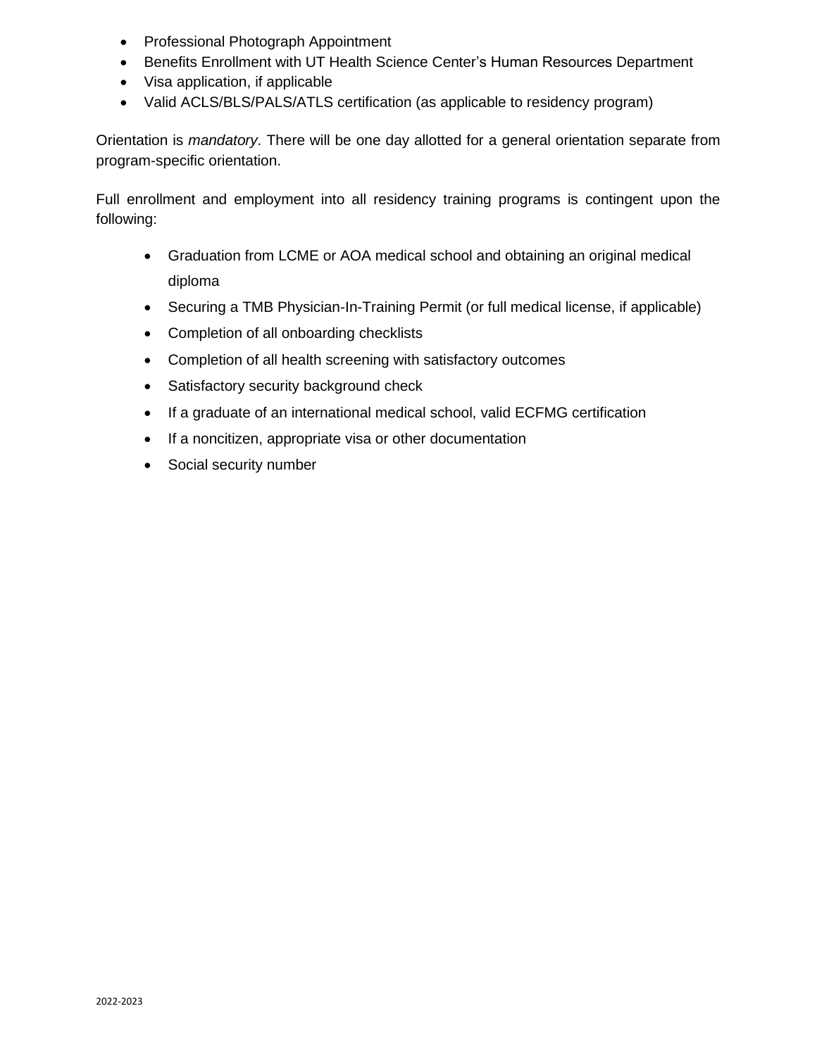- Professional Photograph Appointment
- Benefits Enrollment with UT Health Science Center's Human Resources Department
- Visa application, if applicable
- Valid ACLS/BLS/PALS/ATLS certification (as applicable to residency program)

Orientation is *mandatory*. There will be one day allotted for a general orientation separate from program-specific orientation.

Full enrollment and employment into all residency training programs is contingent upon the following:

- Graduation from LCME or AOA medical school and obtaining an original medical diploma
- Securing a TMB Physician-In-Training Permit (or full medical license, if applicable)
- Completion of all onboarding checklists
- Completion of all health screening with satisfactory outcomes
- Satisfactory security background check
- If a graduate of an international medical school, valid ECFMG certification
- If a noncitizen, appropriate visa or other documentation
- Social security number